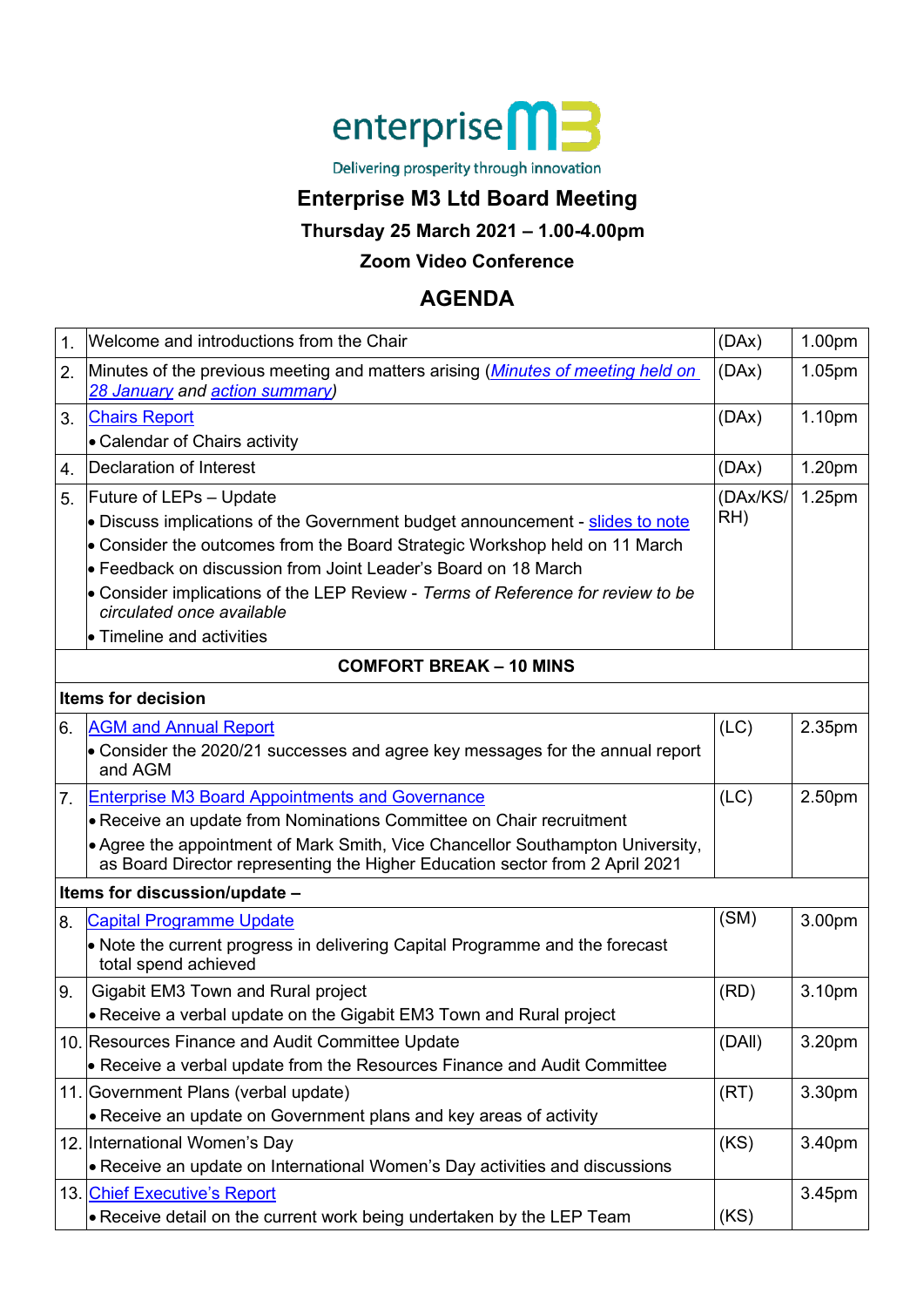enterprise M3

Delivering prosperity through innovation

# Enterprise M3 Ltd Board Meeting

### Thursday 25 March 2021 – 1.00-4.00pm

### Zoom Video Conference

## AGENDA

| | | | |
|---|---|---|---|
| 1. | Welcome and introductions from the Chair | (DAx) | 1.00pm |
| 2. | Minutes of the previous meeting and matters arising (*Minutes of meeting held on 28 January and action summary*) | (DAx) | 1.05pm |
| 3. | Chairs Report<br>• Calendar of Chairs activity | (DAx) | 1.10pm |
| 4. | Declaration of Interest | (DAx) | 1.20pm |
| 5. | Future of LEPs – Update<br>• Discuss implications of the Government budget announcement - slides to note<br>• Consider the outcomes from the Board Strategic Workshop held on 11 March<br>• Feedback on discussion from Joint Leader's Board on 18 March<br>• Consider implications of the LEP Review - *Terms of Reference for review to be circulated once available*<br>• Timeline and activities | (DAx/KS/RH) | 1.25pm |
| | **COMFORT BREAK – 10 MINS** | | |
| | **Items for decision** | | |
| 6. | AGM and Annual Report<br>• Consider the 2020/21 successes and agree key messages for the annual report and AGM | (LC) | 2.35pm |
| 7. | Enterprise M3 Board Appointments and Governance<br>• Receive an update from Nominations Committee on Chair recruitment<br>• Agree the appointment of Mark Smith, Vice Chancellor Southampton University, as Board Director representing the Higher Education sector from 2 April 2021 | (LC) | 2.50pm |
| | **Items for discussion/update –** | | |
| 8. | Capital Programme Update<br>• Note the current progress in delivering Capital Programme and the forecast total spend achieved | (SM) | 3.00pm |
| 9. | Gigabit EM3 Town and Rural project<br>• Receive a verbal update on the Gigabit EM3 Town and Rural project | (RD) | 3.10pm |
| 10. | Resources Finance and Audit Committee Update<br>• Receive a verbal update from the Resources Finance and Audit Committee | (DAll) | 3.20pm |
| 11. | Government Plans (verbal update)<br>• Receive an update on Government plans and key areas of activity | (RT) | 3.30pm |
| 12. | International Women's Day<br>• Receive an update on International Women's Day activities and discussions | (KS) | 3.40pm |
| 13. | Chief Executive's Report<br>• Receive detail on the current work being undertaken by the LEP Team | (KS) | 3.45pm |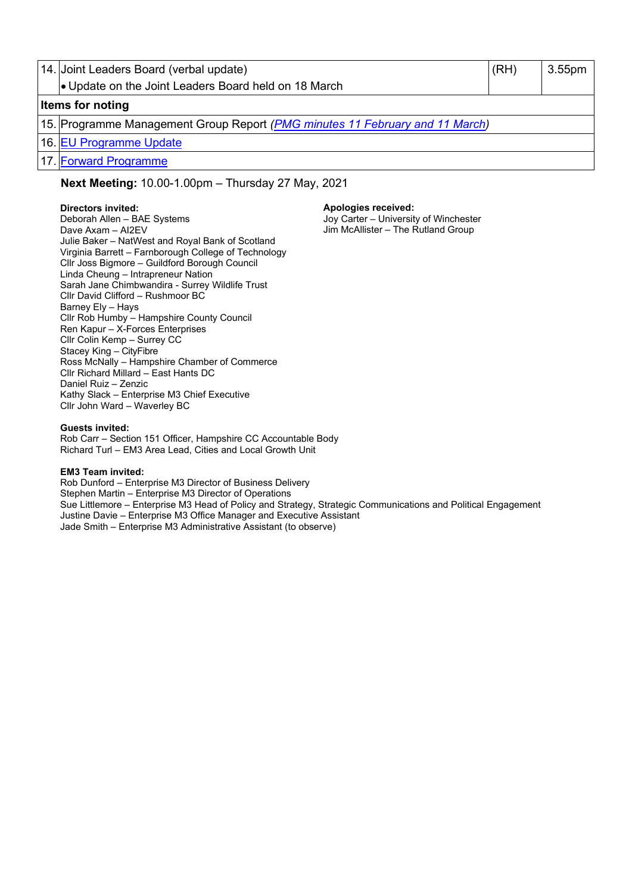| | | | |
|---|---|---|---|
| 14. | Joint Leaders Board (verbal update)<br>• Update on the Joint Leaders Board held on 18 March | (RH) | 3.55pm |
| **Items for noting** | | | |
| 15. | Programme Management Group Report (*PMG minutes 11 February and 11 March*) | | |
| 16. | EU Programme Update | | |
| 17. | Forward Programme | | |

**Next Meeting:** 10.00-1.00pm – Thursday 27 May, 2021

**Directors invited:**
Deborah Allen – BAE Systems
Dave Axam – AI2EV
Julie Baker – NatWest and Royal Bank of Scotland
Virginia Barrett – Farnborough College of Technology
Cllr Joss Bigmore – Guildford Borough Council
Linda Cheung – Intrapreneur Nation
Sarah Jane Chimbwandira - Surrey Wildlife Trust
Cllr David Clifford – Rushmoor BC
Barney Ely – Hays
Cllr Rob Humby – Hampshire County Council
Ren Kapur – X-Forces Enterprises
Cllr Colin Kemp – Surrey CC
Stacey King – CityFibre
Ross McNally – Hampshire Chamber of Commerce
Cllr Richard Millard – East Hants DC
Daniel Ruiz – Zenzic
Kathy Slack – Enterprise M3 Chief Executive
Cllr John Ward – Waverley BC

**Apologies received:**
Joy Carter – University of Winchester
Jim McAllister – The Rutland Group

**Guests invited:**
Rob Carr – Section 151 Officer, Hampshire CC Accountable Body
Richard Turl – EM3 Area Lead, Cities and Local Growth Unit

**EM3 Team invited:**
Rob Dunford – Enterprise M3 Director of Business Delivery
Stephen Martin – Enterprise M3 Director of Operations
Sue Littlemore – Enterprise M3 Head of Policy and Strategy, Strategic Communications and Political Engagement
Justine Davie – Enterprise M3 Office Manager and Executive Assistant
Jade Smith – Enterprise M3 Administrative Assistant (to observe)